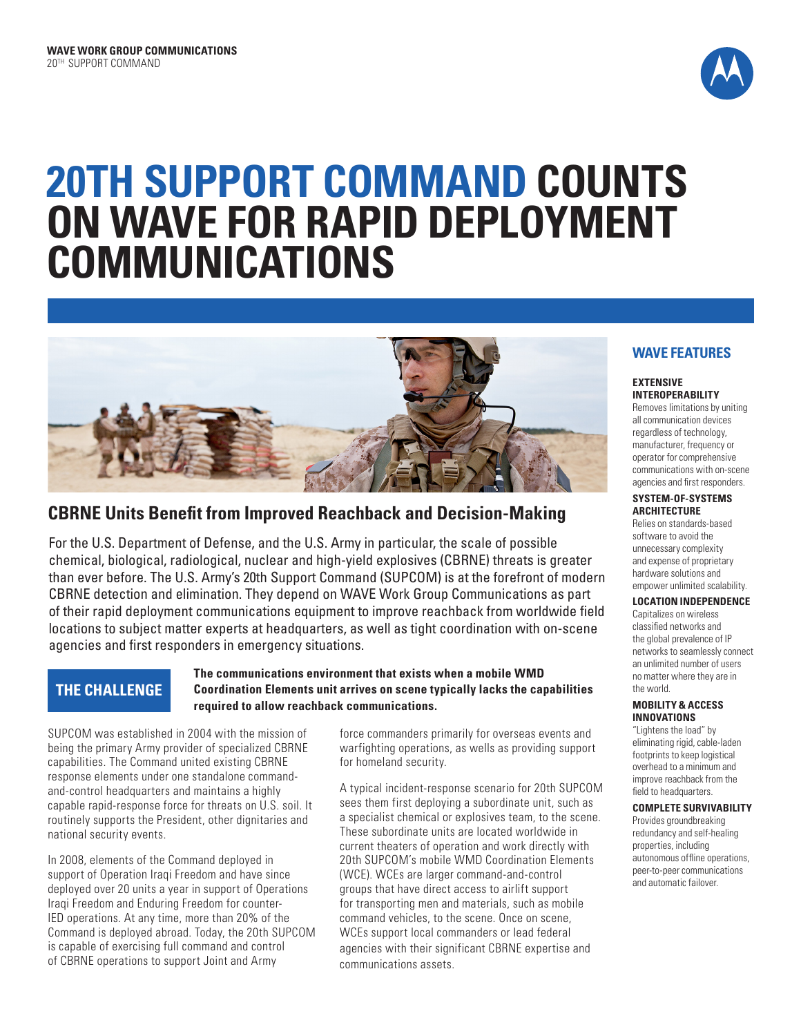**WAVE WORK GROUP COMMUNICATIONS**
20TH SUPPORT COMMAND

# 20TH SUPPORT COMMAND COUNTS ON WAVE FOR RAPID DEPLOYMENT COMMUNICATIONS

## CBRNE Units Benefit from Improved Reachback and Decision-Making

For the U.S. Department of Defense, and the U.S. Army in particular, the scale of possible chemical, biological, radiological, nuclear and high-yield explosives (CBRNE) threats is greater than ever before. The U.S. Army's 20th Support Command (SUPCOM) is at the forefront of modern CBRNE detection and elimination. They depend on WAVE Work Group Communications as part of their rapid deployment communications equipment to improve reachback from worldwide field locations to subject matter experts at headquarters, as well as tight coordination with on-scene agencies and first responders in emergency situations.

## THE CHALLENGE

**The communications environment that exists when a mobile WMD Coordination Elements unit arrives on scene typically lacks the capabilities required to allow reachback communications.**

SUPCOM was established in 2004 with the mission of being the primary Army provider of specialized CBRNE capabilities. The Command united existing CBRNE response elements under one standalone command-and-control headquarters and maintains a highly capable rapid-response force for threats on U.S. soil. It routinely supports the President, other dignitaries and national security events.

In 2008, elements of the Command deployed in support of Operation Iraqi Freedom and have since deployed over 20 units a year in support of Operations Iraqi Freedom and Enduring Freedom for counter-IED operations. At any time, more than 20% of the Command is deployed abroad. Today, the 20th SUPCOM is capable of exercising full command and control of CBRNE operations to support Joint and Army force commanders primarily for overseas events and warfighting operations, as wells as providing support for homeland security.

A typical incident-response scenario for 20th SUPCOM sees them first deploying a subordinate unit, such as a specialist chemical or explosives team, to the scene. These subordinate units are located worldwide in current theaters of operation and work directly with 20th SUPCOM's mobile WMD Coordination Elements (WCE). WCEs are larger command-and-control groups that have direct access to airlift support for transporting men and materials, such as mobile command vehicles, to the scene. Once on scene, WCEs support local commanders or lead federal agencies with their significant CBRNE expertise and communications assets.

## WAVE FEATURES

**EXTENSIVE INTEROPERABILITY**
Removes limitations by uniting all communication devices regardless of technology, manufacturer, frequency or operator for comprehensive communications with on-scene agencies and first responders.

**SYSTEM-OF-SYSTEMS ARCHITECTURE**
Relies on standards-based software to avoid the unnecessary complexity and expense of proprietary hardware solutions and empower unlimited scalability.

**LOCATION INDEPENDENCE**
Capitalizes on wireless classified networks and the global prevalence of IP networks to seamlessly connect an unlimited number of users no matter where they are in the world.

**MOBILITY & ACCESS INNOVATIONS**
"Lightens the load" by eliminating rigid, cable-laden footprints to keep logistical overhead to a minimum and improve reachback from the field to headquarters.

**COMPLETE SURVIVABILITY**
Provides groundbreaking redundancy and self-healing properties, including autonomous offline operations, peer-to-peer communications and automatic failover.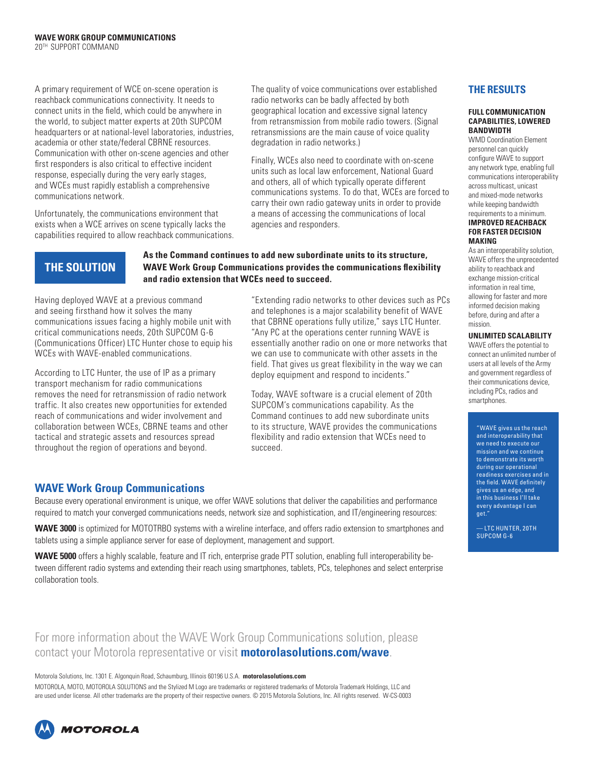A primary requirement of WCE on-scene operation is reachback communications connectivity. It needs to connect units in the field, which could be anywhere in the world, to subject matter experts at 20th SUPCOM headquarters or at national-level laboratories, industries, academia or other state/federal CBRNE resources. Communication with other on-scene agencies and other first responders is also critical to effective incident response, especially during the very early stages, and WCEs must rapidly establish a comprehensive communications network.

Unfortunately, the communications environment that exists when a WCE arrives on scene typically lacks the capabilities required to allow reachback communications.

The quality of voice communications over established radio networks can be badly affected by both geographical location and excessive signal latency from retransmission from mobile radio towers. (Signal retransmissions are the main cause of voice quality degradation in radio networks.)

Finally, WCEs also need to coordinate with on-scene units such as local law enforcement, National Guard and others, all of which typically operate different communications systems. To do that, WCEs are forced to carry their own radio gateway units in order to provide a means of accessing the communications of local agencies and responders.

## THE SOLUTION

**As the Command continues to add new subordinate units to its structure, WAVE Work Group Communications provides the communications flexibility and radio extension that WCEs need to succeed.**

Having deployed WAVE at a previous command and seeing firsthand how it solves the many communications issues facing a highly mobile unit with critical communications needs, 20th SUPCOM G-6 (Communications Officer) LTC Hunter chose to equip his WCEs with WAVE-enabled communications.

According to LTC Hunter, the use of IP as a primary transport mechanism for radio communications removes the need for retransmission of radio network traffic. It also creates new opportunities for extended reach of communications and wider involvement and collaboration between WCEs, CBRNE teams and other tactical and strategic assets and resources spread throughout the region of operations and beyond.

"Extending radio networks to other devices such as PCs and telephones is a major scalability benefit of WAVE that CBRNE operations fully utilize," says LTC Hunter. "Any PC at the operations center running WAVE is essentially another radio on one or more networks that we can use to communicate with other assets in the field. That gives us great flexibility in the way we can deploy equipment and respond to incidents."

Today, WAVE software is a crucial element of 20th SUPCOM's communications capability. As the Command continues to add new subordinate units to its structure, WAVE provides the communications flexibility and radio extension that WCEs need to succeed.

## THE RESULTS

**FULL COMMUNICATION CAPABILITIES, LOWERED BANDWIDTH**

WMD Coordination Element personnel can quickly configure WAVE to support any network type, enabling full communications interoperability across multicast, unicast and mixed-mode networks while keeping bandwidth requirements to a minimum.

**IMPROVED REACHBACK FOR FASTER DECISION MAKING**

As an interoperability solution, WAVE offers the unprecedented ability to reachback and exchange mission-critical information in real time, allowing for faster and more informed decision making before, during and after a mission.

**UNLIMITED SCALABILITY**

WAVE offers the potential to connect an unlimited number of users at all levels of the Army and government regardless of their communications device, including PCs, radios and smartphones.

> "WAVE gives us the reach and interoperability that we need to execute our mission and we continue to demonstrate its worth during our operational readiness exercises and in the field. WAVE definitely gives us an edge, and in this business I'll take every advantage I can get."
>
> — LTC HUNTER, 20TH SUPCOM G-6

## WAVE Work Group Communications

Because every operational environment is unique, we offer WAVE solutions that deliver the capabilities and performance required to match your converged communications needs, network size and sophistication, and IT/engineering resources:

**WAVE 3000** is optimized for MOTOTRBO systems with a wireline interface, and offers radio extension to smartphones and tablets using a simple appliance server for ease of deployment, management and support.

**WAVE 5000** offers a highly scalable, feature and IT rich, enterprise grade PTT solution, enabling full interoperability between different radio systems and extending their reach using smartphones, tablets, PCs, telephones and select enterprise collaboration tools.

For more information about the WAVE Work Group Communications solution, please contact your Motorola representative or visit **motorolasolutions.com/wave**.

Motorola Solutions, Inc. 1301 E. Algonquin Road, Schaumburg, Illinois 60196 U.S.A. **motorolasolutions.com**

MOTOROLA, MOTO, MOTOROLA SOLUTIONS and the Stylized M Logo are trademarks or registered trademarks of Motorola Trademark Holdings, LLC and are used under license. All other trademarks are the property of their respective owners. © 2015 Motorola Solutions, Inc. All rights reserved. W-CS-0003

MOTOROLA